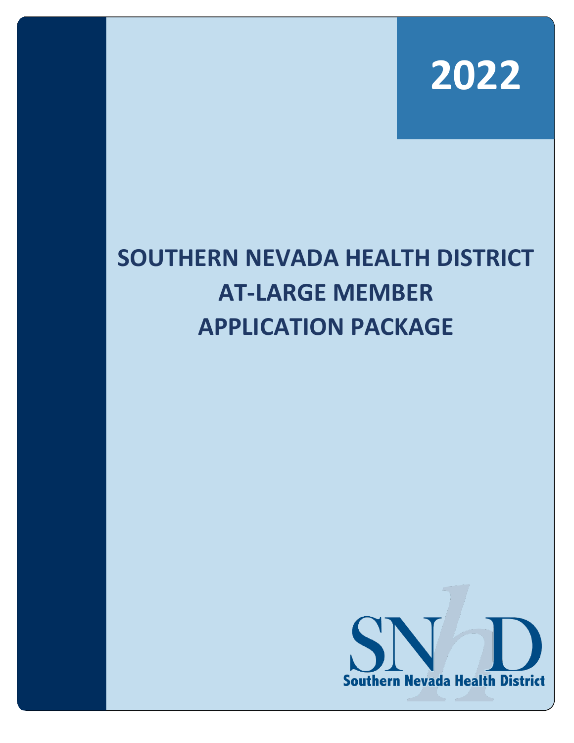2022

# SOUTHERN NEVADA HEALTH DISTRICT AT-LARGE MEMBER APPLICATION PACKAGE

SNhD

Southern Nevada Health District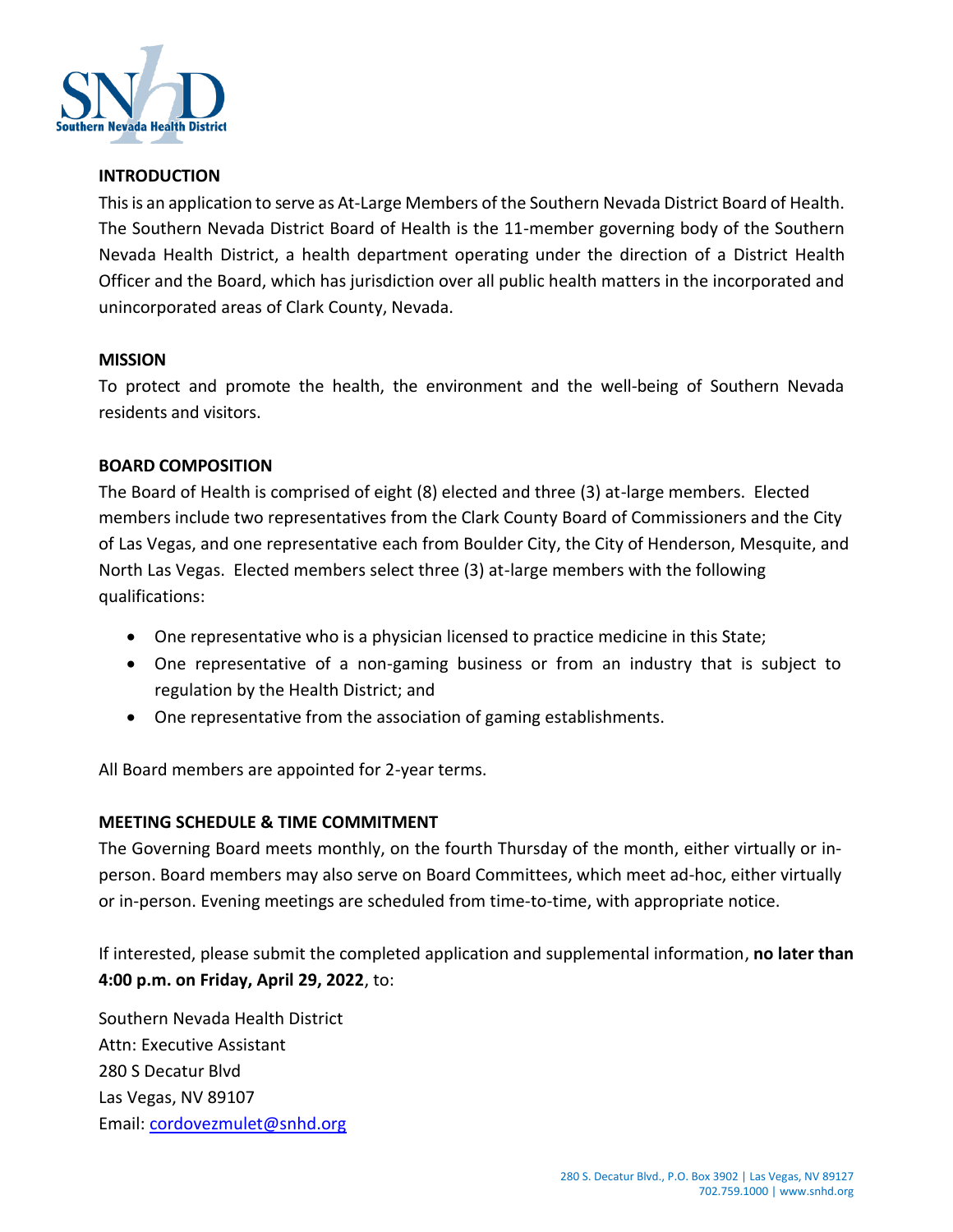## INTRODUCTION

This is an application to serve as At-Large Members of the Southern Nevada District Board of Health. The Southern Nevada District Board of Health is the 11-member governing body of the Southern Nevada Health District, a health department operating under the direction of a District Health Officer and the Board, which has jurisdiction over all public health matters in the incorporated and unincorporated areas of Clark County, Nevada.

## MISSION

To protect and promote the health, the environment and the well-being of Southern Nevada residents and visitors.

## BOARD COMPOSITION

The Board of Health is comprised of eight (8) elected and three (3) at-large members. Elected members include two representatives from the Clark County Board of Commissioners and the City of Las Vegas, and one representative each from Boulder City, the City of Henderson, Mesquite, and North Las Vegas. Elected members select three (3) at-large members with the following qualifications:

- One representative who is a physician licensed to practice medicine in this State;
- One representative of a non-gaming business or from an industry that is subject to regulation by the Health District; and
- One representative from the association of gaming establishments.

All Board members are appointed for 2-year terms.

## MEETING SCHEDULE & TIME COMMITMENT

The Governing Board meets monthly, on the fourth Thursday of the month, either virtually or in-person. Board members may also serve on Board Committees, which meet ad-hoc, either virtually or in-person. Evening meetings are scheduled from time-to-time, with appropriate notice.

If interested, please submit the completed application and supplemental information, **no later than 4:00 p.m. on Friday, April 29, 2022**, to:

Southern Nevada Health District
Attn: Executive Assistant
280 S Decatur Blvd
Las Vegas, NV 89107
Email: cordovezmulet@snhd.org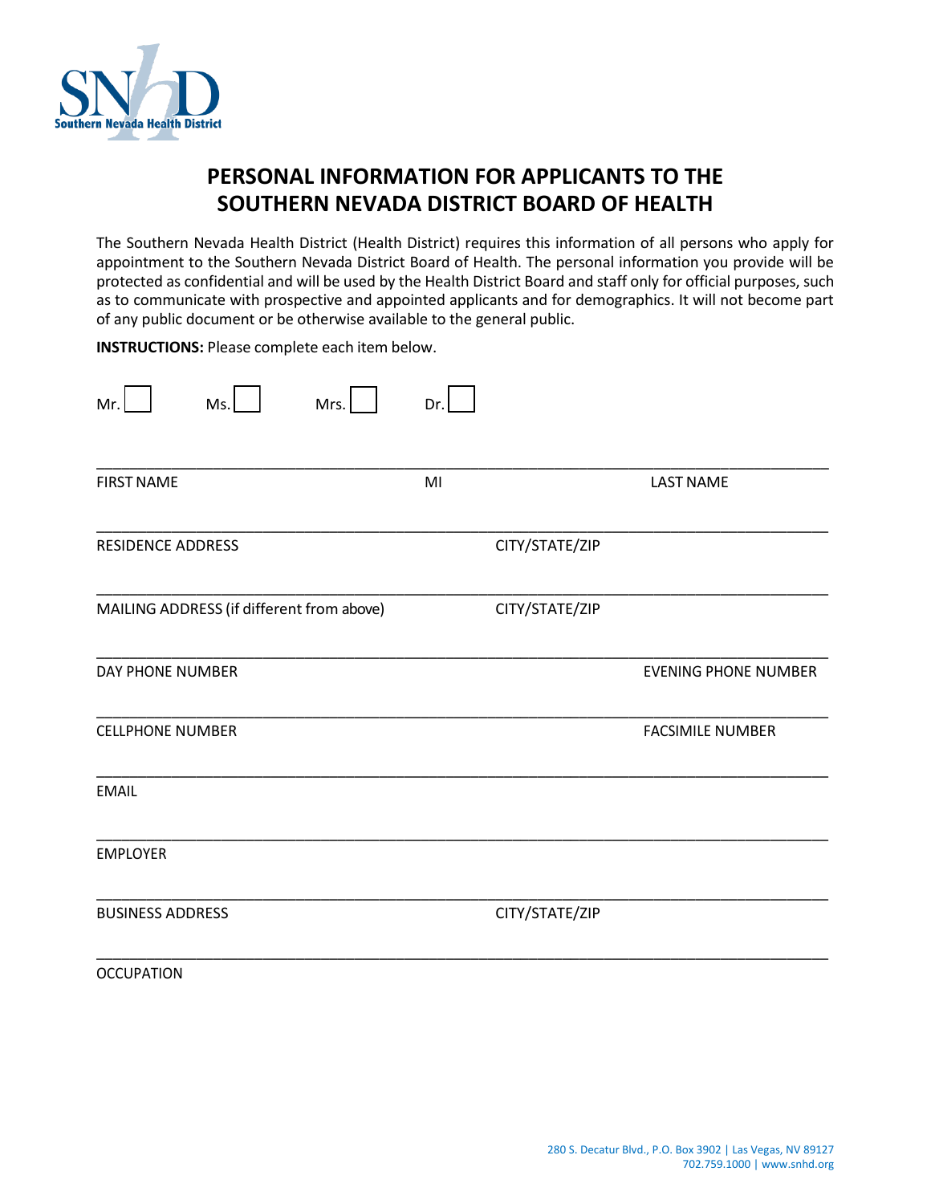# PERSONAL INFORMATION FOR APPLICANTS TO THE SOUTHERN NEVADA DISTRICT BOARD OF HEALTH

The Southern Nevada Health District (Health District) requires this information of all persons who apply for appointment to the Southern Nevada District Board of Health. The personal information you provide will be protected as confidential and will be used by the Health District Board and staff only for official purposes, such as to communicate with prospective and appointed applicants and for demographics. It will not become part of any public document or be otherwise available to the general public.

**INSTRUCTIONS:** Please complete each item below.

Mr. ☐ Ms. ☐ Mrs. ☐ Dr. ☐

\_\_\_\_\_\_\_\_\_\_\_\_\_\_\_\_\_\_\_\_\_\_\_\_\_\_\_\_\_\_\_\_\_\_\_\_\_\_\_\_\_\_\_\_\_\_\_\_\_\_\_\_\_\_\_\_\_\_\_\_\_\_\_\_\_\_\_\_\_\_\_\_\_\_\_\_
FIRST NAME MI LAST NAME

\_\_\_\_\_\_\_\_\_\_\_\_\_\_\_\_\_\_\_\_\_\_\_\_\_\_\_\_\_\_\_\_\_\_\_\_\_\_\_\_\_\_\_\_\_\_\_\_\_\_\_\_\_\_\_\_\_\_\_\_\_\_\_\_\_\_\_\_\_\_\_\_\_\_\_\_
RESIDENCE ADDRESS CITY/STATE/ZIP

\_\_\_\_\_\_\_\_\_\_\_\_\_\_\_\_\_\_\_\_\_\_\_\_\_\_\_\_\_\_\_\_\_\_\_\_\_\_\_\_\_\_\_\_\_\_\_\_\_\_\_\_\_\_\_\_\_\_\_\_\_\_\_\_\_\_\_\_\_\_\_\_\_\_\_\_
MAILING ADDRESS (if different from above) CITY/STATE/ZIP

\_\_\_\_\_\_\_\_\_\_\_\_\_\_\_\_\_\_\_\_\_\_\_\_\_\_\_\_\_\_\_\_\_\_\_\_\_\_\_\_\_\_\_\_\_\_\_\_\_\_\_\_\_\_\_\_\_\_\_\_\_\_\_\_\_\_\_\_\_\_\_\_\_\_\_\_
DAY PHONE NUMBER EVENING PHONE NUMBER

\_\_\_\_\_\_\_\_\_\_\_\_\_\_\_\_\_\_\_\_\_\_\_\_\_\_\_\_\_\_\_\_\_\_\_\_\_\_\_\_\_\_\_\_\_\_\_\_\_\_\_\_\_\_\_\_\_\_\_\_\_\_\_\_\_\_\_\_\_\_\_\_\_\_\_\_
CELLPHONE NUMBER FACSIMILE NUMBER

\_\_\_\_\_\_\_\_\_\_\_\_\_\_\_\_\_\_\_\_\_\_\_\_\_\_\_\_\_\_\_\_\_\_\_\_\_\_\_\_\_\_\_\_\_\_\_\_\_\_\_\_\_\_\_\_\_\_\_\_\_\_\_\_\_\_\_\_\_\_\_\_\_\_\_\_
EMAIL

\_\_\_\_\_\_\_\_\_\_\_\_\_\_\_\_\_\_\_\_\_\_\_\_\_\_\_\_\_\_\_\_\_\_\_\_\_\_\_\_\_\_\_\_\_\_\_\_\_\_\_\_\_\_\_\_\_\_\_\_\_\_\_\_\_\_\_\_\_\_\_\_\_\_\_\_
EMPLOYER

\_\_\_\_\_\_\_\_\_\_\_\_\_\_\_\_\_\_\_\_\_\_\_\_\_\_\_\_\_\_\_\_\_\_\_\_\_\_\_\_\_\_\_\_\_\_\_\_\_\_\_\_\_\_\_\_\_\_\_\_\_\_\_\_\_\_\_\_\_\_\_\_\_\_\_\_
BUSINESS ADDRESS CITY/STATE/ZIP

\_\_\_\_\_\_\_\_\_\_\_\_\_\_\_\_\_\_\_\_\_\_\_\_\_\_\_\_\_\_\_\_\_\_\_\_\_\_\_\_\_\_\_\_\_\_\_\_\_\_\_\_\_\_\_\_\_\_\_\_\_\_\_\_\_\_\_\_\_\_\_\_\_\_\_\_
OCCUPATION

280 S. Decatur Blvd., P.O. Box 3902 | Las Vegas, NV 89127
702.759.1000 | www.snhd.org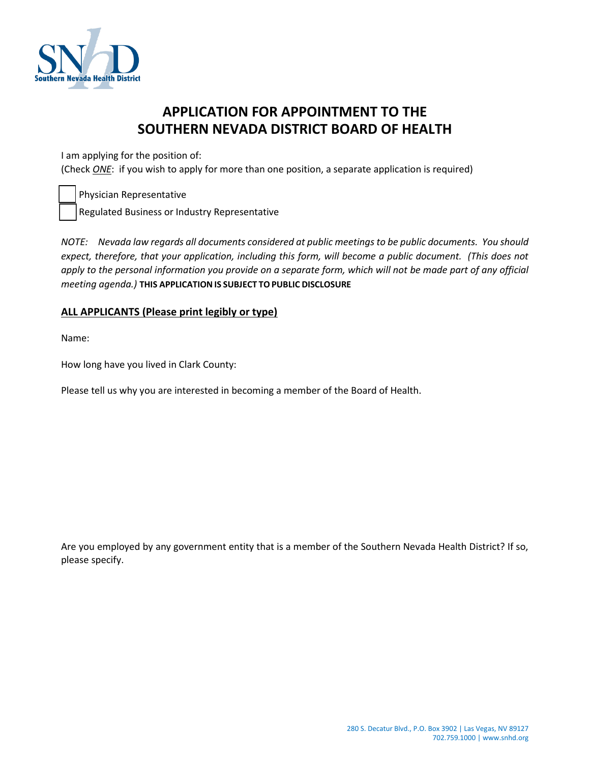# APPLICATION FOR APPOINTMENT TO THE SOUTHERN NEVADA DISTRICT BOARD OF HEALTH

I am applying for the position of:
(Check *ONE*: if you wish to apply for more than one position, a separate application is required)

☐ Physician Representative
☐ Regulated Business or Industry Representative

*NOTE: Nevada law regards all documents considered at public meetings to be public documents. You should expect, therefore, that your application, including this form, will become a public document. (This does not apply to the personal information you provide on a separate form, which will not be made part of any official meeting agenda.)* **THIS APPLICATION IS SUBJECT TO PUBLIC DISCLOSURE**

## ALL APPLICANTS (Please print legibly or type)

Name:

How long have you lived in Clark County:

Please tell us why you are interested in becoming a member of the Board of Health.

Are you employed by any government entity that is a member of the Southern Nevada Health District? If so, please specify.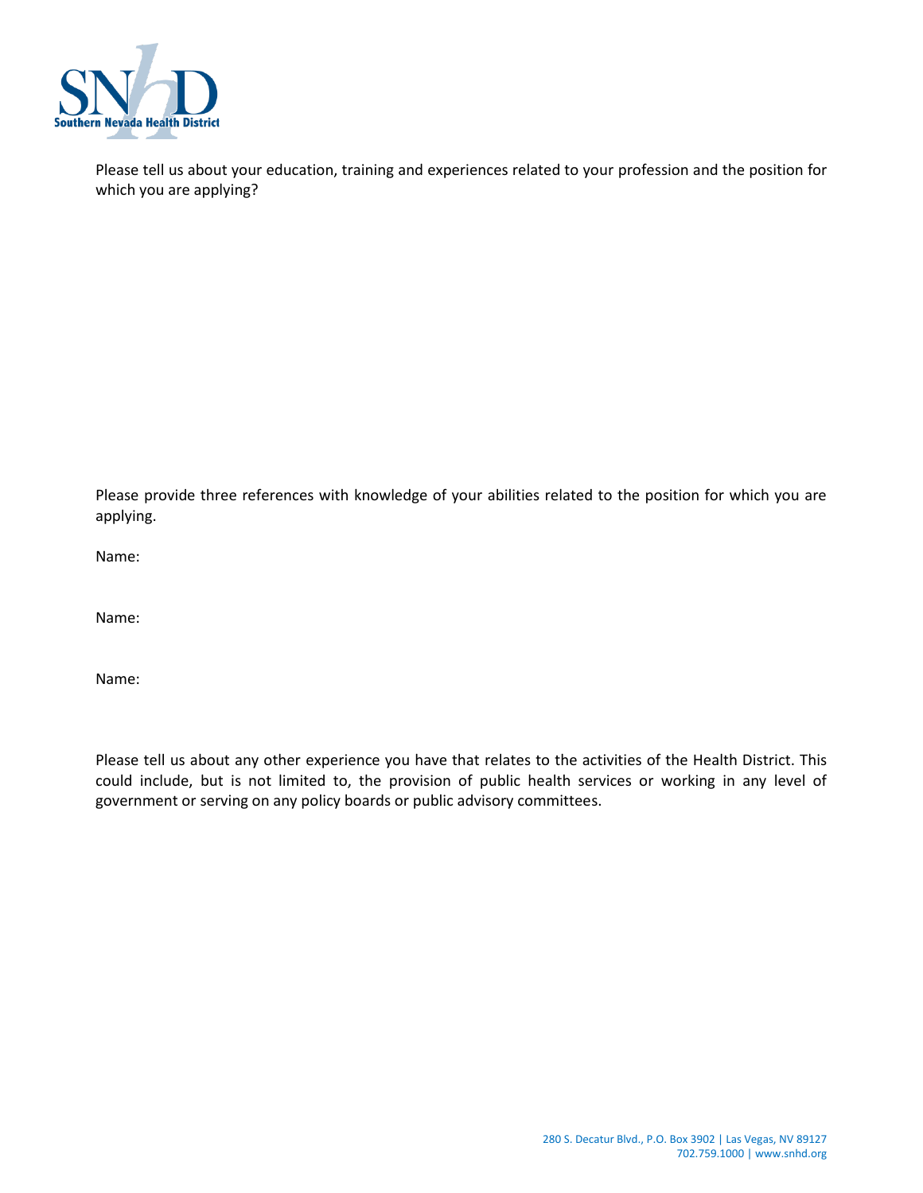Please tell us about your education, training and experiences related to your profession and the position for which you are applying?

Please provide three references with knowledge of your abilities related to the position for which you are applying.

Name:

Name:

Name:

Please tell us about any other experience you have that relates to the activities of the Health District. This could include, but is not limited to, the provision of public health services or working in any level of government or serving on any policy boards or public advisory committees.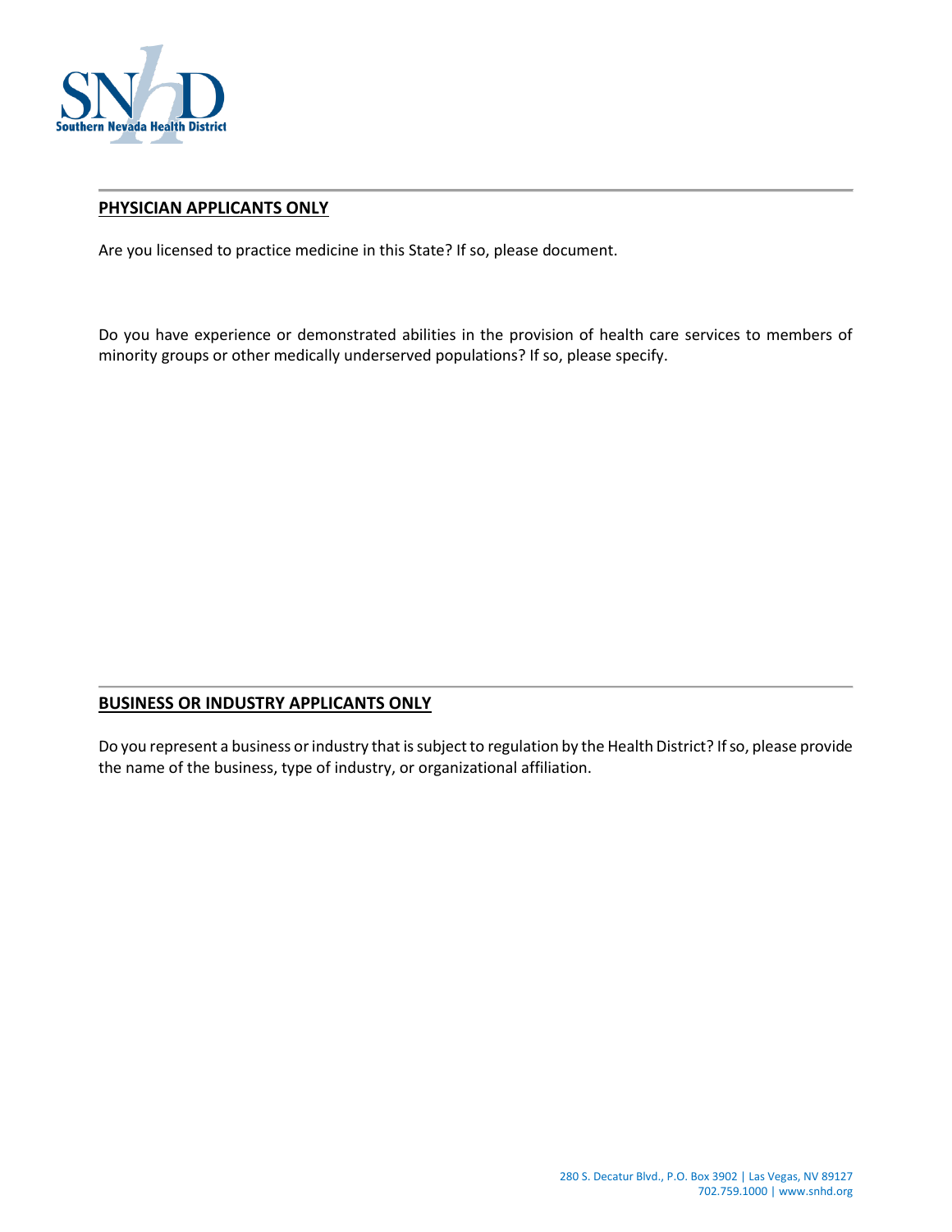## PHYSICIAN APPLICANTS ONLY

Are you licensed to practice medicine in this State? If so, please document.

Do you have experience or demonstrated abilities in the provision of health care services to members of minority groups or other medically underserved populations? If so, please specify.

## BUSINESS OR INDUSTRY APPLICANTS ONLY

Do you represent a business or industry that is subject to regulation by the Health District? If so, please provide the name of the business, type of industry, or organizational affiliation.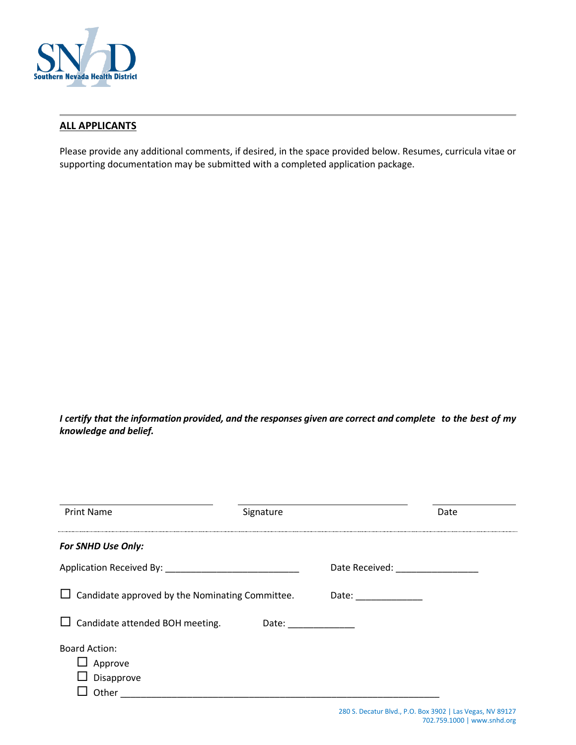## ALL APPLICANTS

Please provide any additional comments, if desired, in the space provided below. Resumes, curricula vitae or supporting documentation may be submitted with a completed application package.

***I certify that the information provided, and the responses given are correct and complete to the best of my knowledge and belief.***

| | | |
|---|---|---|
| Print Name | Signature | Date |

***For SNHD Use Only:***

Application Received By: ___________________________ Date Received: ________________

☐ Candidate approved by the Nominating Committee. Date: _____________

☐ Candidate attended BOH meeting. Date: _____________

Board Action:

☐ Approve

☐ Disapprove

☐ Other _________________________________________________________________

280 S. Decatur Blvd., P.O. Box 3902 | Las Vegas, NV 89127
702.759.1000 | www.snhd.org